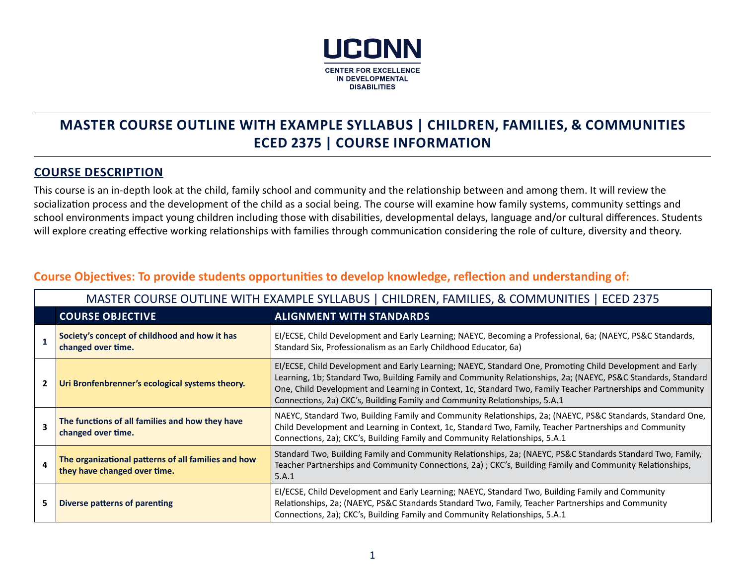UCONN

CENTER FOR EXCELLENCE IN DEVELOPMENTAL DISABILITIES

# MASTER COURSE OUTLINE WITH EXAMPLE SYLLABUS | CHILDREN, FAMILIES, & COMMUNITIES ECED 2375 | COURSE INFORMATION

## COURSE DESCRIPTION

This course is an in-depth look at the child, family school and community and the relationship between and among them. It will review the socialization process and the development of the child as a social being. The course will examine how family systems, community settings and school environments impact young children including those with disabilities, developmental delays, language and/or cultural differences. Students will explore creating effective working relationships with families through communication considering the role of culture, diversity and theory.

### Course Objectives: To provide students opportunities to develop knowledge, reflection and understanding of:

| MASTER COURSE OUTLINE WITH EXAMPLE SYLLABUS \| CHILDREN, FAMILIES, & COMMUNITIES \| ECED 2375 | | |
|---|---|---|
| | **COURSE OBJECTIVE** | **ALIGNMENT WITH STANDARDS** |
| 1 | **Society's concept of childhood and how it has changed over time.** | EI/ECSE, Child Development and Early Learning; NAEYC, Becoming a Professional, 6a; (NAEYC, PS&C Standards, Standard Six, Professionalism as an Early Childhood Educator, 6a) |
| 2 | **Uri Bronfenbrenner's ecological systems theory.** | EI/ECSE, Child Development and Early Learning; NAEYC, Standard One, Promoting Child Development and Early Learning, 1b; Standard Two, Building Family and Community Relationships, 2a; (NAEYC, PS&C Standards, Standard One, Child Development and Learning in Context, 1c, Standard Two, Family Teacher Partnerships and Community Connections, 2a) CKC's, Building Family and Community Relationships, 5.A.1 |
| 3 | **The functions of all families and how they have changed over time.** | NAEYC, Standard Two, Building Family and Community Relationships, 2a; (NAEYC, PS&C Standards, Standard One, Child Development and Learning in Context, 1c, Standard Two, Family, Teacher Partnerships and Community Connections, 2a); CKC's, Building Family and Community Relationships, 5.A.1 |
| 4 | **The organizational patterns of all families and how they have changed over time.** | Standard Two, Building Family and Community Relationships, 2a; (NAEYC, PS&C Standards Standard Two, Family, Teacher Partnerships and Community Connections, 2a) ; CKC's, Building Family and Community Relationships, 5.A.1 |
| 5 | **Diverse patterns of parenting** | EI/ECSE, Child Development and Early Learning; NAEYC, Standard Two, Building Family and Community Relationships, 2a; (NAEYC, PS&C Standards Standard Two, Family, Teacher Partnerships and Community Connections, 2a); CKC's, Building Family and Community Relationships, 5.A.1 |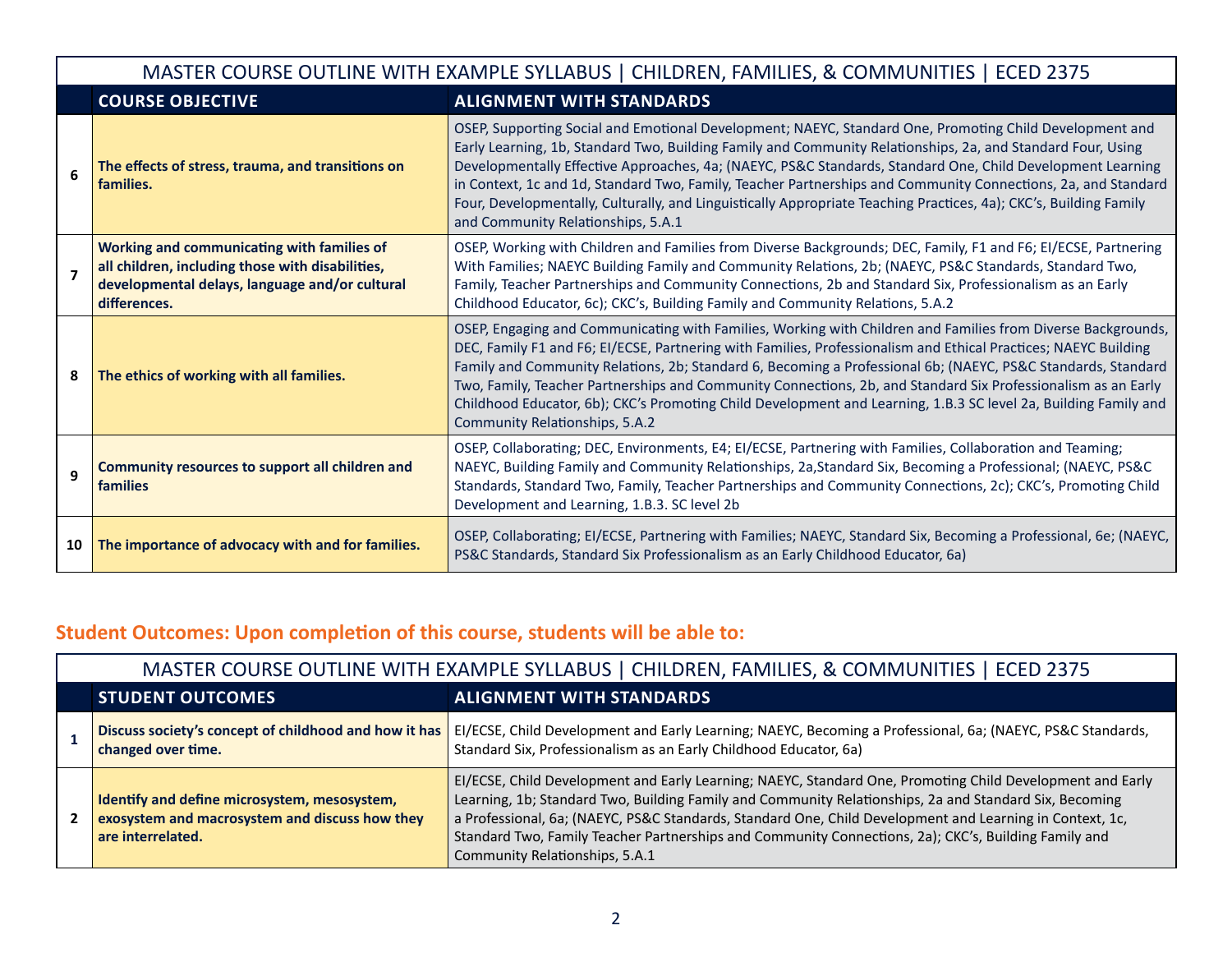| | MASTER COURSE OUTLINE WITH EXAMPLE SYLLABUS \| CHILDREN, FAMILIES, & COMMUNITIES \| ECED 2375 | |
|---|---|---|
| | **COURSE OBJECTIVE** | **ALIGNMENT WITH STANDARDS** |
| **6** | **The effects of stress, trauma, and transitions on families.** | OSEP, Supporting Social and Emotional Development; NAEYC, Standard One, Promoting Child Development and Early Learning, 1b, Standard Two, Building Family and Community Relationships, 2a, and Standard Four, Using Developmentally Effective Approaches, 4a; (NAEYC, PS&C Standards, Standard One, Child Development Learning in Context, 1c and 1d, Standard Two, Family, Teacher Partnerships and Community Connections, 2a, and Standard Four, Developmentally, Culturally, and Linguistically Appropriate Teaching Practices, 4a); CKC's, Building Family and Community Relationships, 5.A.1 |
| **7** | **Working and communicating with families of all children, including those with disabilities, developmental delays, language and/or cultural differences.** | OSEP, Working with Children and Families from Diverse Backgrounds; DEC, Family, F1 and F6; EI/ECSE, Partnering With Families; NAEYC Building Family and Community Relations, 2b; (NAEYC, PS&C Standards, Standard Two, Family, Teacher Partnerships and Community Connections, 2b and Standard Six, Professionalism as an Early Childhood Educator, 6c); CKC's, Building Family and Community Relations, 5.A.2 |
| **8** | **The ethics of working with all families.** | OSEP, Engaging and Communicating with Families, Working with Children and Families from Diverse Backgrounds, DEC, Family F1 and F6; EI/ECSE, Partnering with Families, Professionalism and Ethical Practices; NAEYC Building Family and Community Relations, 2b; Standard 6, Becoming a Professional 6b; (NAEYC, PS&C Standards, Standard Two, Family, Teacher Partnerships and Community Connections, 2b, and Standard Six Professionalism as an Early Childhood Educator, 6b); CKC's Promoting Child Development and Learning, 1.B.3 SC level 2a, Building Family and Community Relationships, 5.A.2 |
| **9** | **Community resources to support all children and families** | OSEP, Collaborating; DEC, Environments, E4; EI/ECSE, Partnering with Families, Collaboration and Teaming; NAEYC, Building Family and Community Relationships, 2a,Standard Six, Becoming a Professional; (NAEYC, PS&C Standards, Standard Two, Family, Teacher Partnerships and Community Connections, 2c); CKC's, Promoting Child Development and Learning, 1.B.3. SC level 2b |
| **10** | **The importance of advocacy with and for families.** | OSEP, Collaborating; EI/ECSE, Partnering with Families; NAEYC, Standard Six, Becoming a Professional, 6e; (NAEYC, PS&C Standards, Standard Six Professionalism as an Early Childhood Educator, 6a) |

## Student Outcomes: Upon completion of this course, students will be able to:

| | MASTER COURSE OUTLINE WITH EXAMPLE SYLLABUS \| CHILDREN, FAMILIES, & COMMUNITIES \| ECED 2375 | |
|---|---|---|
| | **STUDENT OUTCOMES** | **ALIGNMENT WITH STANDARDS** |
| **1** | **Discuss society's concept of childhood and how it has changed over time.** | EI/ECSE, Child Development and Early Learning; NAEYC, Becoming a Professional, 6a; (NAEYC, PS&C Standards, Standard Six, Professionalism as an Early Childhood Educator, 6a) |
| **2** | **Identify and define microsystem, mesosystem, exosystem and macrosystem and discuss how they are interrelated.** | EI/ECSE, Child Development and Early Learning; NAEYC, Standard One, Promoting Child Development and Early Learning, 1b; Standard Two, Building Family and Community Relationships, 2a and Standard Six, Becoming a Professional, 6a; (NAEYC, PS&C Standards, Standard One, Child Development and Learning in Context, 1c, Standard Two, Family Teacher Partnerships and Community Connections, 2a); CKC's, Building Family and Community Relationships, 5.A.1 |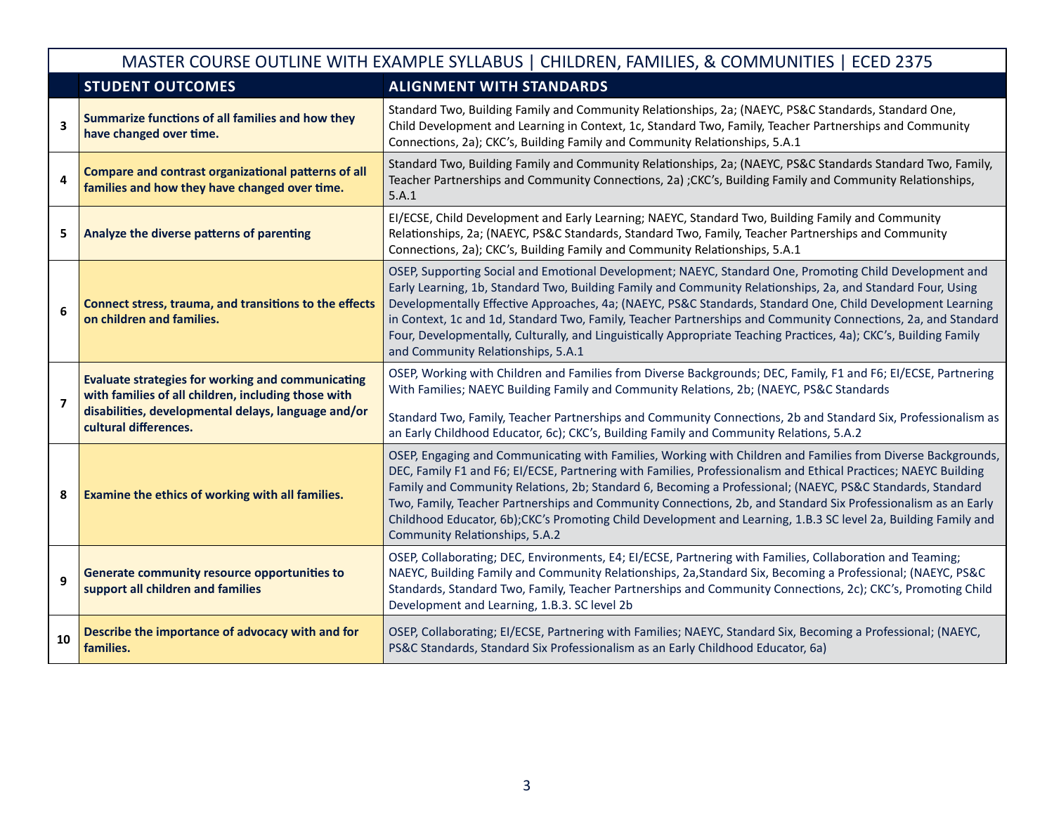| MASTER COURSE OUTLINE WITH EXAMPLE SYLLABUS \| CHILDREN, FAMILIES, & COMMUNITIES \| ECED 2375 | | |
|---|---|---|
| | **STUDENT OUTCOMES** | **ALIGNMENT WITH STANDARDS** |
| 3 | **Summarize functions of all families and how they have changed over time.** | Standard Two, Building Family and Community Relationships, 2a; (NAEYC, PS&C Standards, Standard One, Child Development and Learning in Context, 1c, Standard Two, Family, Teacher Partnerships and Community Connections, 2a); CKC's, Building Family and Community Relationships, 5.A.1 |
| 4 | **Compare and contrast organizational patterns of all families and how they have changed over time.** | Standard Two, Building Family and Community Relationships, 2a; (NAEYC, PS&C Standards Standard Two, Family, Teacher Partnerships and Community Connections, 2a) ;CKC's, Building Family and Community Relationships, 5.A.1 |
| 5 | **Analyze the diverse patterns of parenting** | EI/ECSE, Child Development and Early Learning; NAEYC, Standard Two, Building Family and Community Relationships, 2a; (NAEYC, PS&C Standards, Standard Two, Family, Teacher Partnerships and Community Connections, 2a); CKC's, Building Family and Community Relationships, 5.A.1 |
| 6 | **Connect stress, trauma, and transitions to the effects on children and families.** | OSEP, Supporting Social and Emotional Development; NAEYC, Standard One, Promoting Child Development and Early Learning, 1b, Standard Two, Building Family and Community Relationships, 2a, and Standard Four, Using Developmentally Effective Approaches, 4a; (NAEYC, PS&C Standards, Standard One, Child Development Learning in Context, 1c and 1d, Standard Two, Family, Teacher Partnerships and Community Connections, 2a, and Standard Four, Developmentally, Culturally, and Linguistically Appropriate Teaching Practices, 4a); CKC's, Building Family and Community Relationships, 5.A.1 |
| 7 | **Evaluate strategies for working and communicating with families of all children, including those with disabilities, developmental delays, language and/or cultural differences.** | OSEP, Working with Children and Families from Diverse Backgrounds; DEC, Family, F1 and F6; EI/ECSE, Partnering With Families; NAEYC Building Family and Community Relations, 2b; (NAEYC, PS&C Standards Standard Two, Family, Teacher Partnerships and Community Connections, 2b and Standard Six, Professionalism as an Early Childhood Educator, 6c); CKC's, Building Family and Community Relations, 5.A.2 |
| 8 | **Examine the ethics of working with all families.** | OSEP, Engaging and Communicating with Families, Working with Children and Families from Diverse Backgrounds, DEC, Family F1 and F6; EI/ECSE, Partnering with Families, Professionalism and Ethical Practices; NAEYC Building Family and Community Relations, 2b; Standard 6, Becoming a Professional; (NAEYC, PS&C Standards, Standard Two, Family, Teacher Partnerships and Community Connections, 2b, and Standard Six Professionalism as an Early Childhood Educator, 6b);CKC's Promoting Child Development and Learning, 1.B.3 SC level 2a, Building Family and Community Relationships, 5.A.2 |
| 9 | **Generate community resource opportunities to support all children and families** | OSEP, Collaborating; DEC, Environments, E4; EI/ECSE, Partnering with Families, Collaboration and Teaming; NAEYC, Building Family and Community Relationships, 2a,Standard Six, Becoming a Professional; (NAEYC, PS&C Standards, Standard Two, Family, Teacher Partnerships and Community Connections, 2c); CKC's, Promoting Child Development and Learning, 1.B.3. SC level 2b |
| 10 | **Describe the importance of advocacy with and for families.** | OSEP, Collaborating; EI/ECSE, Partnering with Families; NAEYC, Standard Six, Becoming a Professional; (NAEYC, PS&C Standards, Standard Six Professionalism as an Early Childhood Educator, 6a) |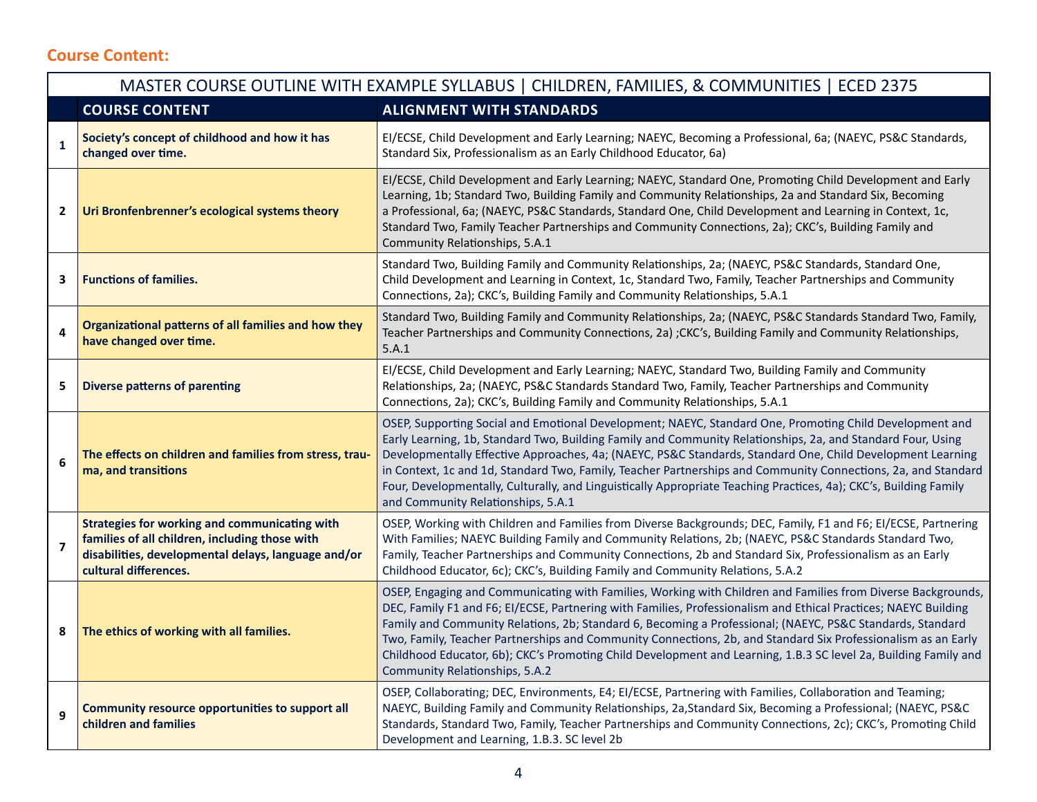## Course Content:

| MASTER COURSE OUTLINE WITH EXAMPLE SYLLABUS \| CHILDREN, FAMILIES, & COMMUNITIES \| ECED 2375 | | |
|---|---|---|
| | **COURSE CONTENT** | **ALIGNMENT WITH STANDARDS** |
| **1** | **Society's concept of childhood and how it has changed over time.** | EI/ECSE, Child Development and Early Learning; NAEYC, Becoming a Professional, 6a; (NAEYC, PS&C Standards, Standard Six, Professionalism as an Early Childhood Educator, 6a) |
| **2** | **Uri Bronfenbrenner's ecological systems theory** | EI/ECSE, Child Development and Early Learning; NAEYC, Standard One, Promoting Child Development and Early Learning, 1b; Standard Two, Building Family and Community Relationships, 2a and Standard Six, Becoming a Professional, 6a; (NAEYC, PS&C Standards, Standard One, Child Development and Learning in Context, 1c, Standard Two, Family Teacher Partnerships and Community Connections, 2a); CKC's, Building Family and Community Relationships, 5.A.1 |
| **3** | **Functions of families.** | Standard Two, Building Family and Community Relationships, 2a; (NAEYC, PS&C Standards, Standard One, Child Development and Learning in Context, 1c, Standard Two, Family, Teacher Partnerships and Community Connections, 2a); CKC's, Building Family and Community Relationships, 5.A.1 |
| **4** | **Organizational patterns of all families and how they have changed over time.** | Standard Two, Building Family and Community Relationships, 2a; (NAEYC, PS&C Standards Standard Two, Family, Teacher Partnerships and Community Connections, 2a) ;CKC's, Building Family and Community Relationships, 5.A.1 |
| **5** | **Diverse patterns of parenting** | EI/ECSE, Child Development and Early Learning; NAEYC, Standard Two, Building Family and Community Relationships, 2a; (NAEYC, PS&C Standards Standard Two, Family, Teacher Partnerships and Community Connections, 2a); CKC's, Building Family and Community Relationships, 5.A.1 |
| **6** | **The effects on children and families from stress, trauma, and transitions** | OSEP, Supporting Social and Emotional Development; NAEYC, Standard One, Promoting Child Development and Early Learning, 1b, Standard Two, Building Family and Community Relationships, 2a, and Standard Four, Using Developmentally Effective Approaches, 4a; (NAEYC, PS&C Standards, Standard One, Child Development Learning in Context, 1c and 1d, Standard Two, Family, Teacher Partnerships and Community Connections, 2a, and Standard Four, Developmentally, Culturally, and Linguistically Appropriate Teaching Practices, 4a); CKC's, Building Family and Community Relationships, 5.A.1 |
| **7** | **Strategies for working and communicating with families of all children, including those with disabilities, developmental delays, language and/or cultural differences.** | OSEP, Working with Children and Families from Diverse Backgrounds; DEC, Family, F1 and F6; EI/ECSE, Partnering With Families; NAEYC Building Family and Community Relations, 2b; (NAEYC, PS&C Standards Standard Two, Family, Teacher Partnerships and Community Connections, 2b and Standard Six, Professionalism as an Early Childhood Educator, 6c); CKC's, Building Family and Community Relations, 5.A.2 |
| **8** | **The ethics of working with all families.** | OSEP, Engaging and Communicating with Families, Working with Children and Families from Diverse Backgrounds, DEC, Family F1 and F6; EI/ECSE, Partnering with Families, Professionalism and Ethical Practices; NAEYC Building Family and Community Relations, 2b; Standard 6, Becoming a Professional; (NAEYC, PS&C Standards, Standard Two, Family, Teacher Partnerships and Community Connections, 2b, and Standard Six Professionalism as an Early Childhood Educator, 6b); CKC's Promoting Child Development and Learning, 1.B.3 SC level 2a, Building Family and Community Relationships, 5.A.2 |
| **9** | **Community resource opportunities to support all children and families** | OSEP, Collaborating; DEC, Environments, E4; EI/ECSE, Partnering with Families, Collaboration and Teaming; NAEYC, Building Family and Community Relationships, 2a,Standard Six, Becoming a Professional; (NAEYC, PS&C Standards, Standard Two, Family, Teacher Partnerships and Community Connections, 2c); CKC's, Promoting Child Development and Learning, 1.B.3. SC level 2b |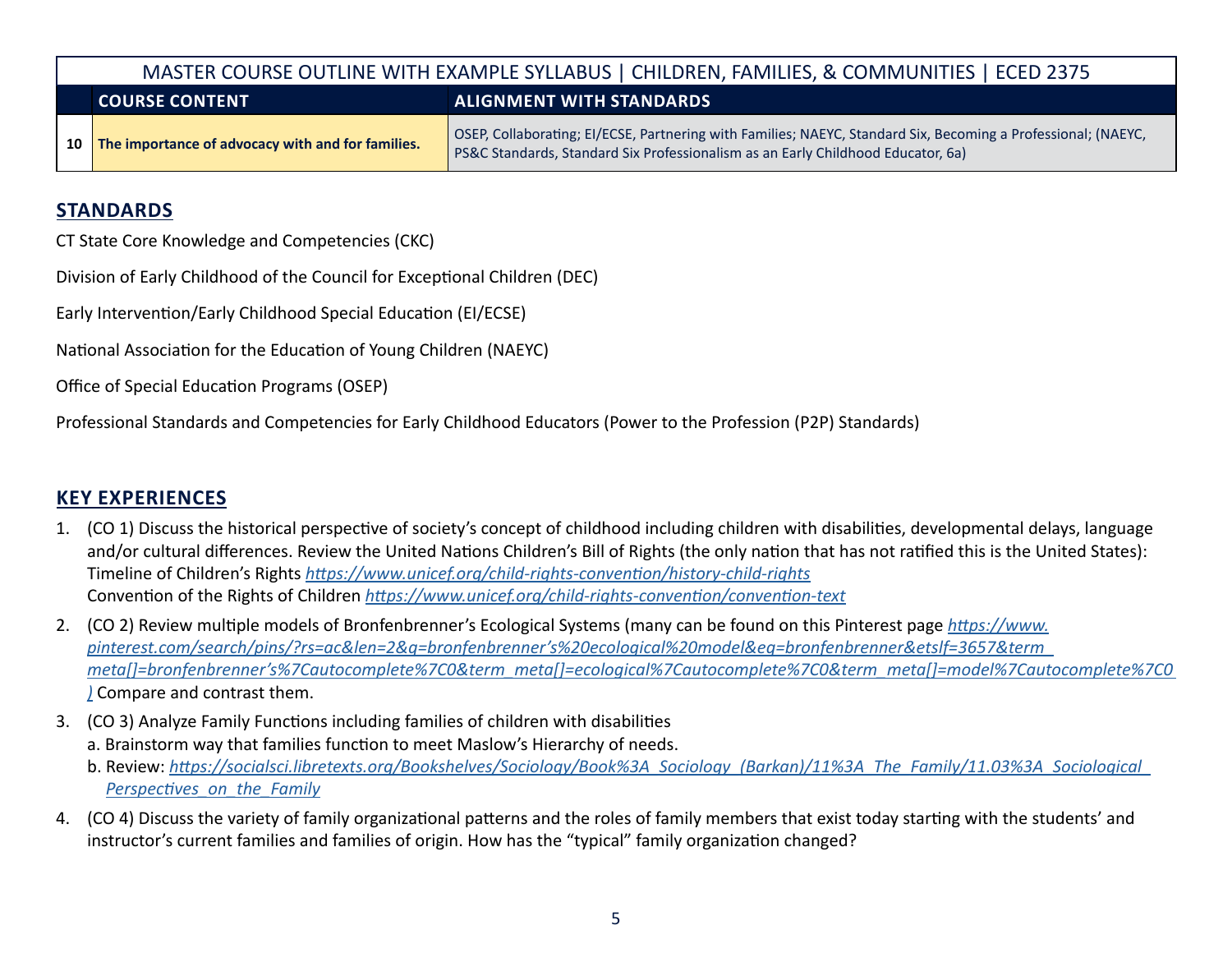| | COURSE CONTENT | ALIGNMENT WITH STANDARDS |
|---|---|---|
| 10 | **The importance of advocacy with and for families.** | OSEP, Collaborating; EI/ECSE, Partnering with Families; NAEYC, Standard Six, Becoming a Professional; (NAEYC, PS&C Standards, Standard Six Professionalism as an Early Childhood Educator, 6a) |

## STANDARDS

CT State Core Knowledge and Competencies (CKC)

Division of Early Childhood of the Council for Exceptional Children (DEC)

Early Intervention/Early Childhood Special Education (EI/ECSE)

National Association for the Education of Young Children (NAEYC)

Office of Special Education Programs (OSEP)

Professional Standards and Competencies for Early Childhood Educators (Power to the Profession (P2P) Standards)

## KEY EXPERIENCES

1. (CO 1) Discuss the historical perspective of society's concept of childhood including children with disabilities, developmental delays, language and/or cultural differences. Review the United Nations Children's Bill of Rights (the only nation that has not ratified this is the United States):
   Timeline of Children's Rights *https://www.unicef.org/child-rights-convention/history-child-rights*
   Convention of the Rights of Children *https://www.unicef.org/child-rights-convention/convention-text*
2. (CO 2) Review multiple models of Bronfenbrenner's Ecological Systems (many can be found on this Pinterest page *https://www.pinterest.com/search/pins/?rs=ac&len=2&q=bronfenbrenner's%20ecological%20model&eq=bronfenbrenner&etslf=3657&term_meta[]=bronfenbrenner's%7Cautocomplete%7C0&term_meta[]=ecological%7Cautocomplete%7C0&term_meta[]=model%7Cautocomplete%7C0)* Compare and contrast them.
3. (CO 3) Analyze Family Functions including families of children with disabilities
   a. Brainstorm way that families function to meet Maslow's Hierarchy of needs.
   b. Review: *https://socialsci.libretexts.org/Bookshelves/Sociology/Book%3A_Sociology_(Barkan)/11%3A_The_Family/11.03%3A_Sociological_Perspectives_on_the_Family*
4. (CO 4) Discuss the variety of family organizational patterns and the roles of family members that exist today starting with the students' and instructor's current families and families of origin. How has the "typical" family organization changed?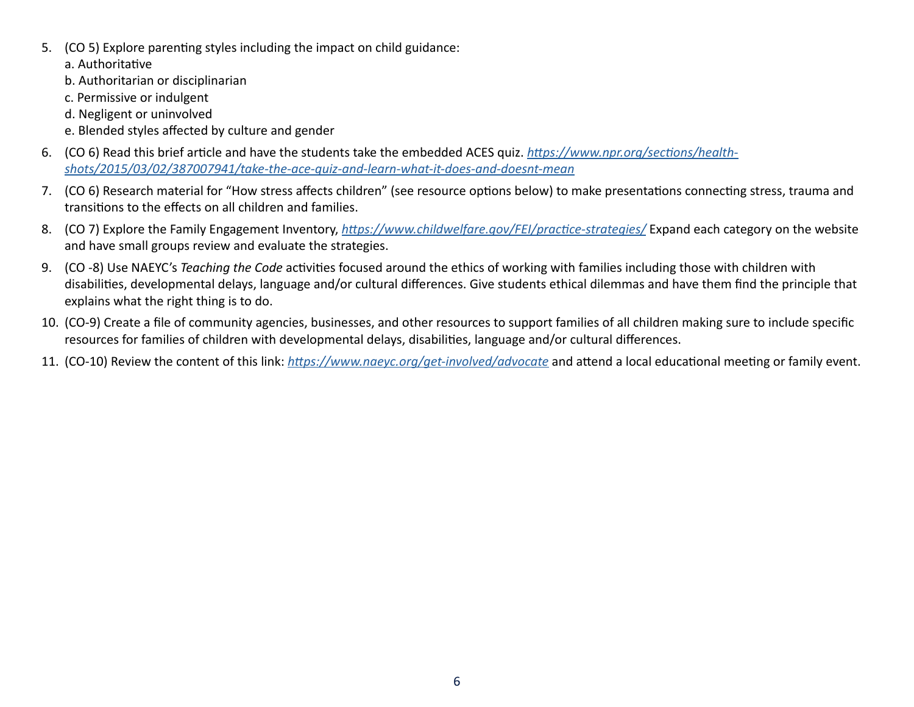5. (CO 5) Explore parenting styles including the impact on child guidance:
   a. Authoritative
   b. Authoritarian or disciplinarian
   c. Permissive or indulgent
   d. Negligent or uninvolved
   e. Blended styles affected by culture and gender
6. (CO 6) Read this brief article and have the students take the embedded ACES quiz. *https://www.npr.org/sections/health-shots/2015/03/02/387007941/take-the-ace-quiz-and-learn-what-it-does-and-doesnt-mean*
7. (CO 6) Research material for "How stress affects children" (see resource options below) to make presentations connecting stress, trauma and transitions to the effects on all children and families.
8. (CO 7) Explore the Family Engagement Inventory, *https://www.childwelfare.gov/FEI/practice-strategies/* Expand each category on the website and have small groups review and evaluate the strategies.
9. (CO -8) Use NAEYC's *Teaching the Code* activities focused around the ethics of working with families including those with children with disabilities, developmental delays, language and/or cultural differences. Give students ethical dilemmas and have them find the principle that explains what the right thing is to do.
10. (CO-9) Create a file of community agencies, businesses, and other resources to support families of all children making sure to include specific resources for families of children with developmental delays, disabilities, language and/or cultural differences.
11. (CO-10) Review the content of this link: *https://www.naeyc.org/get-involved/advocate* and attend a local educational meeting or family event.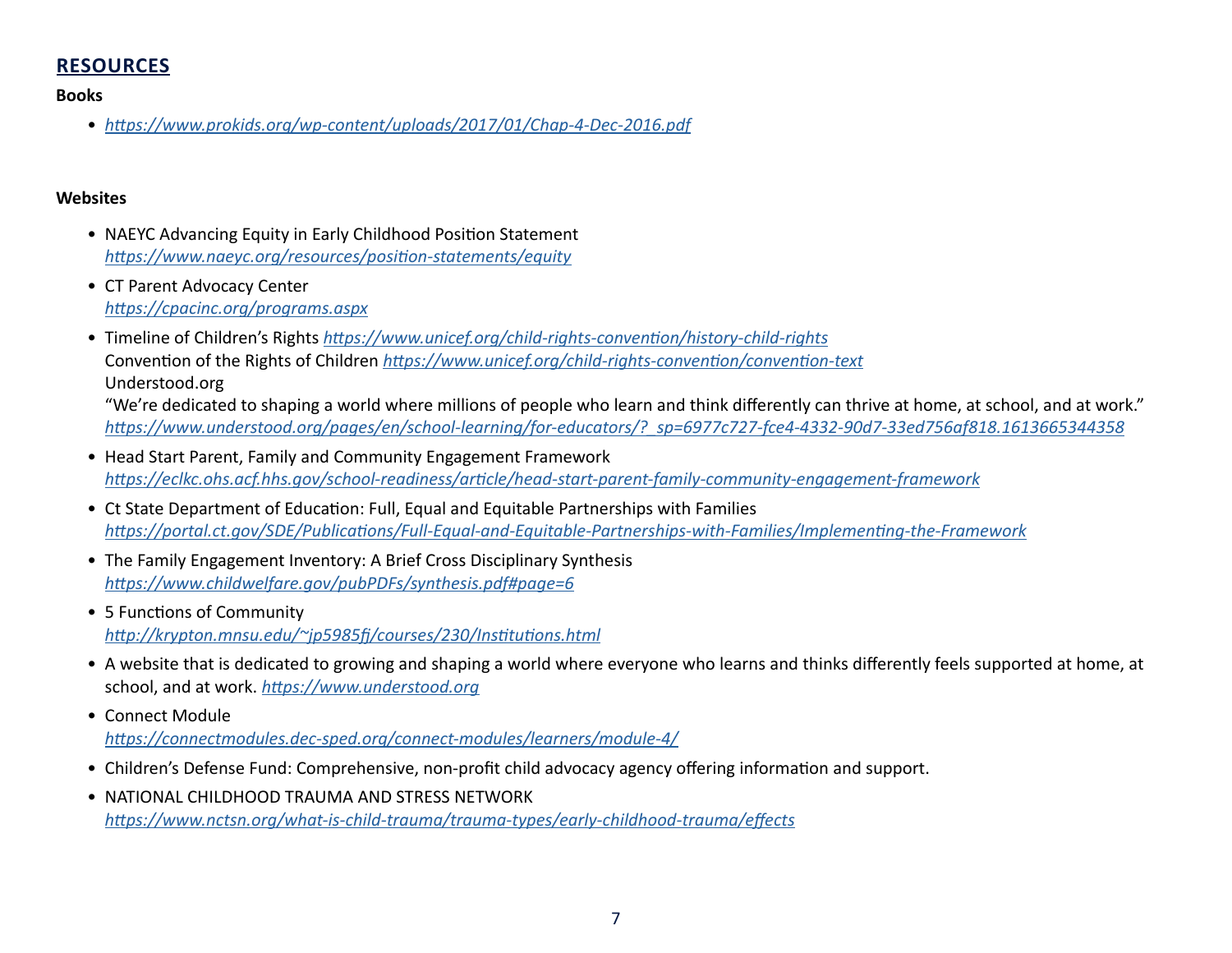## RESOURCES

**Books**

- *https://www.prokids.org/wp-content/uploads/2017/01/Chap-4-Dec-2016.pdf*

**Websites**

- NAEYC Advancing Equity in Early Childhood Position Statement
  *https://www.naeyc.org/resources/position-statements/equity*
- CT Parent Advocacy Center
  *https://cpacinc.org/programs.aspx*
- Timeline of Children's Rights *https://www.unicef.org/child-rights-convention/history-child-rights*
  Convention of the Rights of Children *https://www.unicef.org/child-rights-convention/convention-text*
  Understood.org
  "We're dedicated to shaping a world where millions of people who learn and think differently can thrive at home, at school, and at work."
  *https://www.understood.org/pages/en/school-learning/for-educators/?_sp=6977c727-fce4-4332-90d7-33ed756af818.1613665344358*
- Head Start Parent, Family and Community Engagement Framework
  *https://eclkc.ohs.acf.hhs.gov/school-readiness/article/head-start-parent-family-community-engagement-framework*
- Ct State Department of Education: Full, Equal and Equitable Partnerships with Families
  *https://portal.ct.gov/SDE/Publications/Full-Equal-and-Equitable-Partnerships-with-Families/Implementing-the-Framework*
- The Family Engagement Inventory: A Brief Cross Disciplinary Synthesis
  *https://www.childwelfare.gov/pubPDFs/synthesis.pdf#page=6*
- 5 Functions of Community
  *http://krypton.mnsu.edu/~jp5985fj/courses/230/Institutions.html*
- A website that is dedicated to growing and shaping a world where everyone who learns and thinks differently feels supported at home, at school, and at work. *https://www.understood.org*
- Connect Module
  *https://connectmodules.dec-sped.org/connect-modules/learners/module-4/*
- Children's Defense Fund: Comprehensive, non-profit child advocacy agency offering information and support.
- NATIONAL CHILDHOOD TRAUMA AND STRESS NETWORK
  *https://www.nctsn.org/what-is-child-trauma/trauma-types/early-childhood-trauma/effects*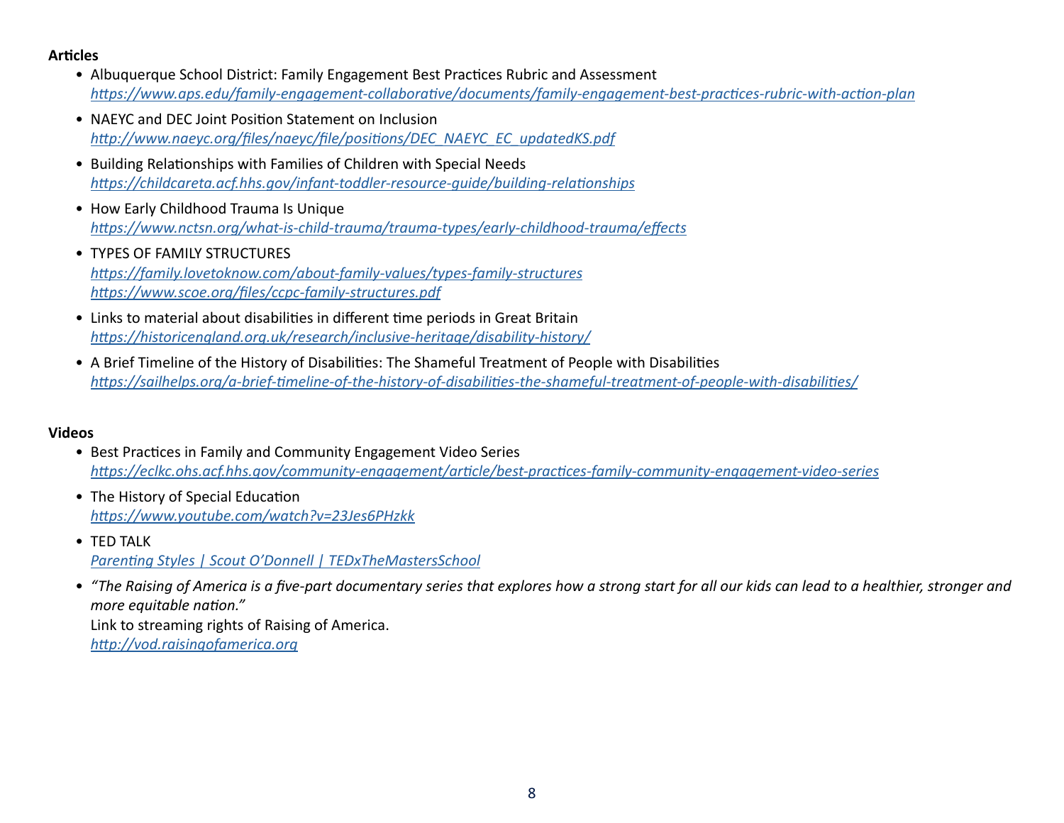**Articles**

- Albuquerque School District: Family Engagement Best Practices Rubric and Assessment
  *https://www.aps.edu/family-engagement-collaborative/documents/family-engagement-best-practices-rubric-with-action-plan*
- NAEYC and DEC Joint Position Statement on Inclusion
  *http://www.naeyc.org/files/naeyc/file/positions/DEC_NAEYC_EC_updatedKS.pdf*
- Building Relationships with Families of Children with Special Needs
  *https://childcareta.acf.hhs.gov/infant-toddler-resource-guide/building-relationships*
- How Early Childhood Trauma Is Unique
  *https://www.nctsn.org/what-is-child-trauma/trauma-types/early-childhood-trauma/effects*
- TYPES OF FAMILY STRUCTURES
  *https://family.lovetoknow.com/about-family-values/types-family-structures*
  *https://www.scoe.org/files/ccpc-family-structures.pdf*
- Links to material about disabilities in different time periods in Great Britain
  *https://historicengland.org.uk/research/inclusive-heritage/disability-history/*
- A Brief Timeline of the History of Disabilities: The Shameful Treatment of People with Disabilities
  *https://sailhelps.org/a-brief-timeline-of-the-history-of-disabilities-the-shameful-treatment-of-people-with-disabilities/*

**Videos**

- Best Practices in Family and Community Engagement Video Series
  *https://eclkc.ohs.acf.hhs.gov/community-engagement/article/best-practices-family-community-engagement-video-series*
- The History of Special Education
  *https://www.youtube.com/watch?v=23Jes6PHzkk*
- TED TALK
  *Parenting Styles | Scout O'Donnell | TEDxTheMastersSchool*
- *"The Raising of America is a five-part documentary series that explores how a strong start for all our kids can lead to a healthier, stronger and more equitable nation."*
  Link to streaming rights of Raising of America.
  *http://vod.raisingofamerica.org*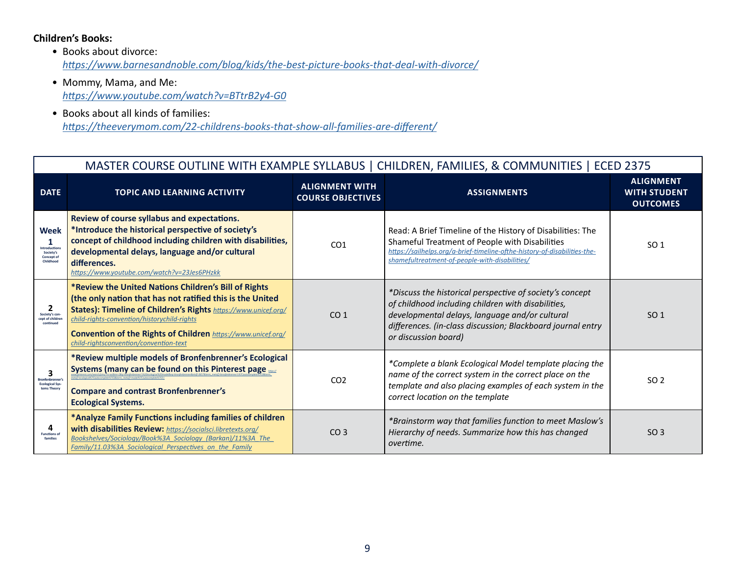**Children's Books:**

- Books about divorce: *https://www.barnesandnoble.com/blog/kids/the-best-picture-books-that-deal-with-divorce/*
- Mommy, Mama, and Me: *https://www.youtube.com/watch?v=BTtrB2y4-G0*
- Books about all kinds of families: *https://theeverymom.com/22-childrens-books-that-show-all-families-are-different/*

| MASTER COURSE OUTLINE WITH EXAMPLE SYLLABUS \| CHILDREN, FAMILIES, & COMMUNITIES \| ECED 2375 | | | | |
|---|---|---|---|---|
| **DATE** | **TOPIC AND LEARNING ACTIVITY** | **ALIGNMENT WITH COURSE OBJECTIVES** | **ASSIGNMENTS** | **ALIGNMENT WITH STUDENT OUTCOMES** |
| **Week 1** Introductions Society's Concept of Childhood | **Review of course syllabus and expectations. *Introduce the historical perspective of society's concept of childhood including children with disabilities, developmental delays, language and/or cultural differences.** *https://www.youtube.com/watch?v=23Jes6PHzkk* | CO1 | Read: A Brief Timeline of the History of Disabilities: The Shameful Treatment of People with Disabilities *https://sailhelps.org/a-brief-timeline-ofthe-history-of-disabilities-the-shamefultreatment-of-people-with-disabilities/* | SO 1 |
| **2** Society's concept of children continued | ***Review the United Nations Children's Bill of Rights (the only nation that has not ratified this is the United States): Timeline of Children's Rights** *https://www.unicef.org/child-rights-convention/historychild-rights* **Convention of the Rights of Children** *https://www.unicef.org/child-rightsconvention/convention-text* | CO 1 | **Discuss the historical perspective of society's concept of childhood including children with disabilities, developmental delays, language and/or cultural differences. (in-class discussion; Blackboard journal entry or discussion board)* | SO 1 |
| **3** Bronfenbrenner's Ecological Systems Theory | ***Review multiple models of Bronfenbrenner's Ecological Systems (many can be found on this Pinterest page** *https://www.pinterest.com/search/pins/...bronfenbrenner...*) **Compare and contrast Bronfenbrenner's Ecological Systems.** | CO2 | **Complete a blank Ecological Model template placing the name of the correct system in the correct place on the template and also placing examples of each system in the correct location on the template* | SO 2 |
| **4** Functions of families | ***Analyze Family Functions including families of children with disabilities Review:** *https://socialsci.libretexts.org/Bookshelves/Sociology/Book%3A_Sociology_(Barkan)/11%3A_The_Family/11.03%3A_Sociological_Perspectives_on_the_Family* | CO 3 | **Brainstorm way that families function to meet Maslow's Hierarchy of needs. Summarize how this has changed overtime.* | SO 3 |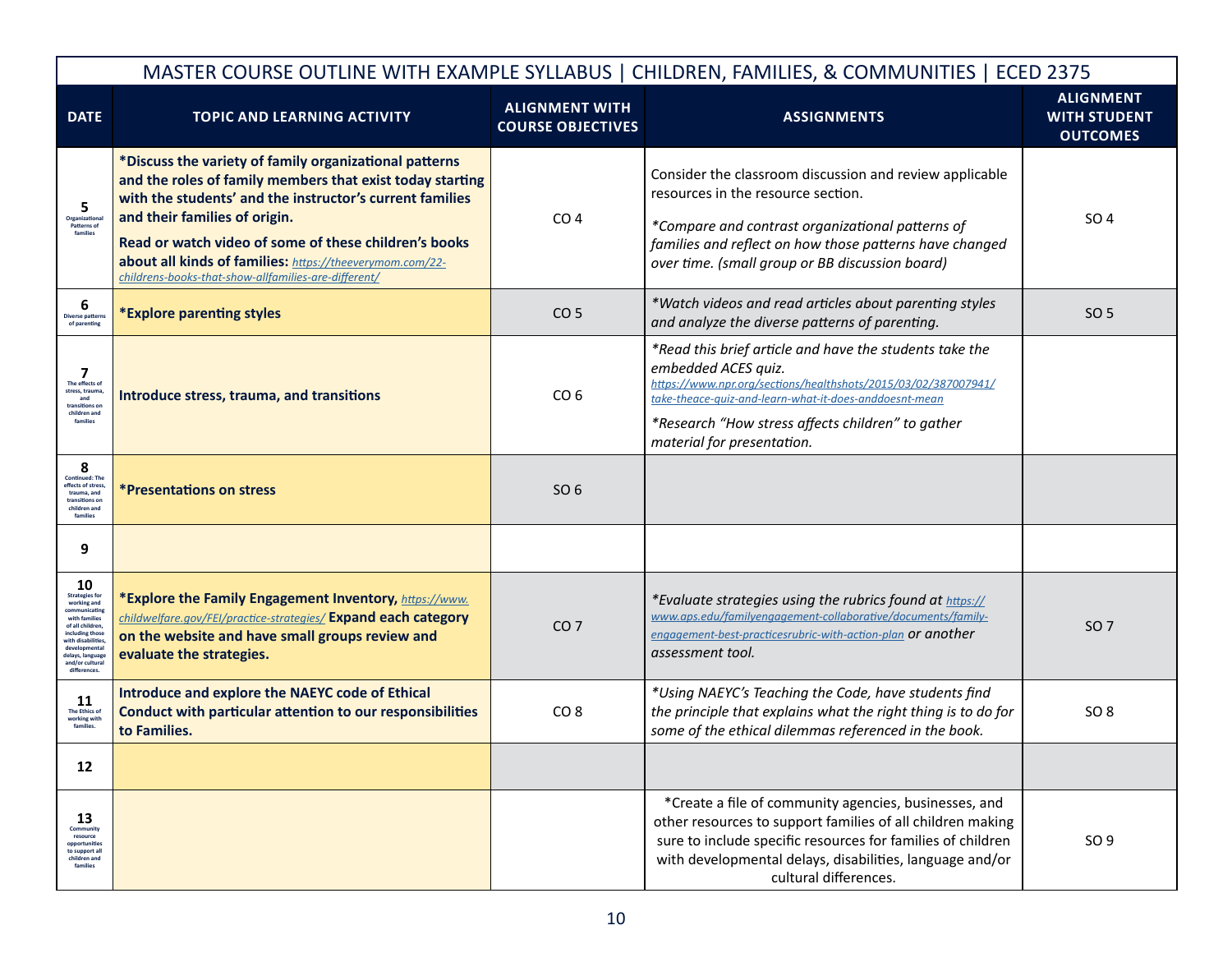| MASTER COURSE OUTLINE WITH EXAMPLE SYLLABUS \| CHILDREN, FAMILIES, & COMMUNITIES \| ECED 2375 | | | | |
|---|---|---|---|---|
| **DATE** | **TOPIC AND LEARNING ACTIVITY** | **ALIGNMENT WITH COURSE OBJECTIVES** | **ASSIGNMENTS** | **ALIGNMENT WITH STUDENT OUTCOMES** |
| **5** Organizational Patterns of families | **\*Discuss the variety of family organizational patterns and the roles of family members that exist today starting with the students' and the instructor's current families and their families of origin.** **Read or watch video of some of these children's books about all kinds of families:** *https://theeverymom.com/22-childrens-books-that-show-allfamilies-are-different/* | CO 4 | Consider the classroom discussion and review applicable resources in the resource section. *\*Compare and contrast organizational patterns of families and reflect on how those patterns have changed over time. (small group or BB discussion board)* | SO 4 |
| **6** Diverse patterns of parenting | **\*Explore parenting styles** | CO 5 | *\*Watch videos and read articles about parenting styles and analyze the diverse patterns of parenting.* | SO 5 |
| **7** The effects of stress, trauma, and transitions on children and families | **Introduce stress, trauma, and transitions** | CO 6 | *\*Read this brief article and have the students take the embedded ACES quiz.* *https://www.npr.org/sections/healthshots/2015/03/02/387007941/take-theace-quiz-and-learn-what-it-does-anddoesnt-mean* *\*Research "How stress affects children" to gather material for presentation.* | |
| **8** Continued: The effects of stress, trauma, and transitions on children and families | **\*Presentations on stress** | SO 6 | | |
| **9** | | | | |
| **10** Strategies for working and communicating with families of all children, including those with disabilities, developmental delays, language and/or cultural differences. | **\*Explore the Family Engagement Inventory,** *https://www.childwelfare.gov/FEI/practice-strategies/* **Expand each category on the website and have small groups review and evaluate the strategies.** | CO 7 | *\*Evaluate strategies using the rubrics found at https://www.aps.edu/familyengagement-collaborative/documents/family-engagement-best-practicesrubric-with-action-plan or another assessment tool.* | SO 7 |
| **11** The Ethics of working with families. | **Introduce and explore the NAEYC code of Ethical Conduct with particular attention to our responsibilities to Families.** | CO 8 | *\*Using NAEYC's Teaching the Code, have students find the principle that explains what the right thing is to do for some of the ethical dilemmas referenced in the book.* | SO 8 |
| **12** | | | | |
| **13** Community resource opportunities to support all children and families | | | \*Create a file of community agencies, businesses, and other resources to support families of all children making sure to include specific resources for families of children with developmental delays, disabilities, language and/or cultural differences. | SO 9 |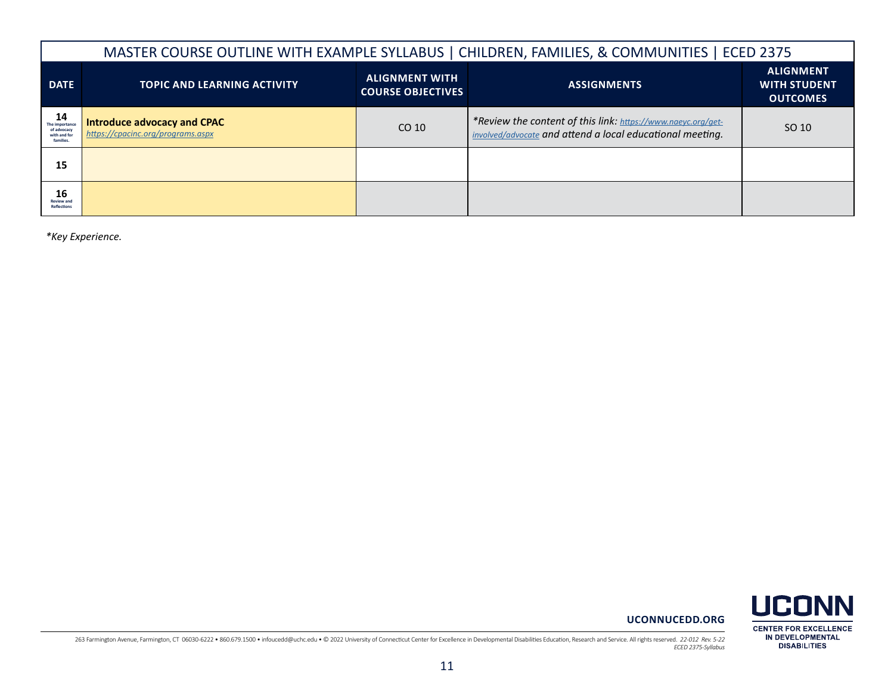## MASTER COURSE OUTLINE WITH EXAMPLE SYLLABUS | CHILDREN, FAMILIES, & COMMUNITIES | ECED 2375

| DATE | TOPIC AND LEARNING ACTIVITY | ALIGNMENT WITH COURSE OBJECTIVES | ASSIGNMENTS | ALIGNMENT WITH STUDENT OUTCOMES |
|---|---|---|---|---|
| **14** The importance of advocacy with and for families. | **Introduce advocacy and CPAC** *https://cpacinc.org/programs.aspx* | CO 10 | *\*Review the content of this link: https://www.naeyc.org/get-involved/advocate and attend a local educational meeting.* | SO 10 |
| **15** | | | | |
| **16** Review and Reflections | | | | |

*\*Key Experience.*

**UCONNUCEDD.ORG**

UCONN CENTER FOR EXCELLENCE IN DEVELOPMENTAL DISABILITIES

263 Farmington Avenue, Farmington, CT 06030-6222 • 860.679.1500 • infoucedd@uchc.edu • © 2022 University of Connecticut Center for Excellence in Developmental Disabilities Education, Research and Service. All rights reserved. *22-012 Rev. 5-22 ECED 2375-Syllabus*